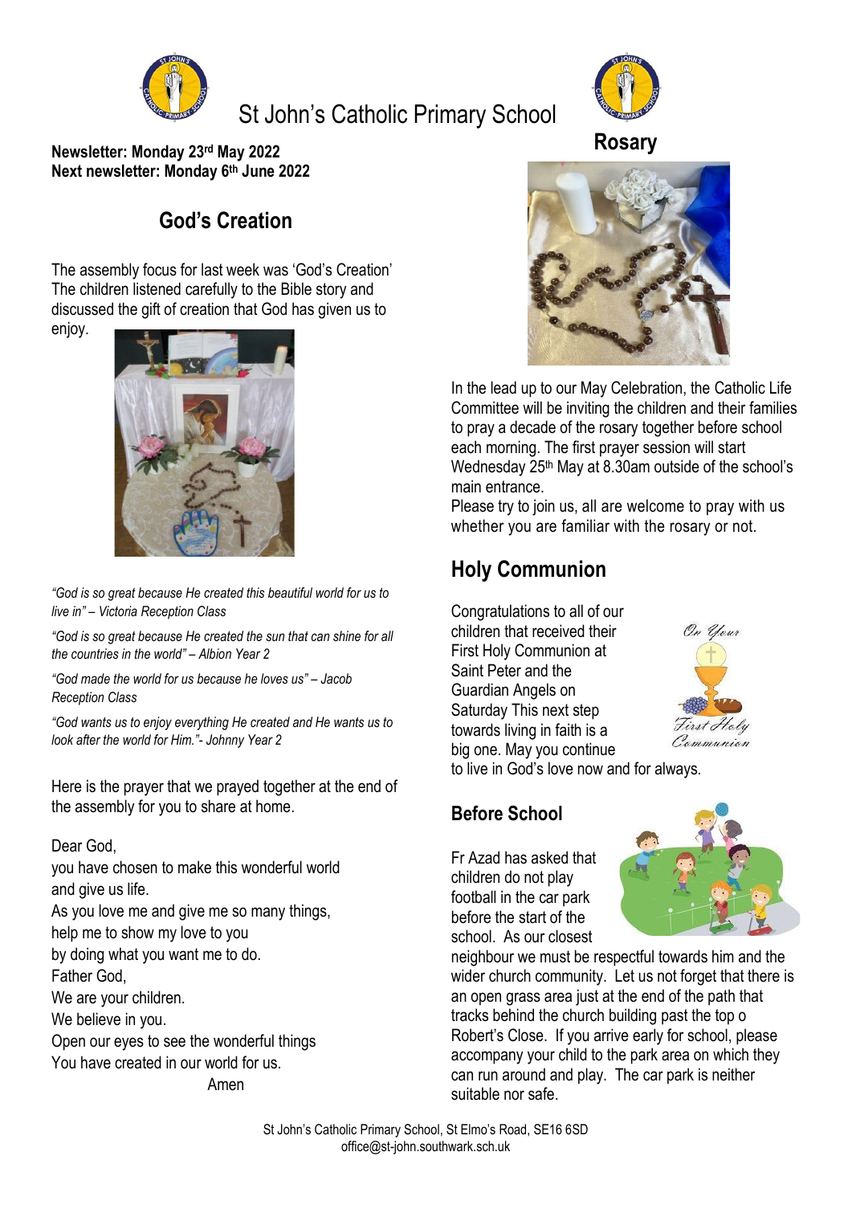# St John's Catholic Primary School

**Newsletter: Monday 23rd May 2022**
**Next newsletter: Monday 6th June 2022**

## God's Creation

The assembly focus for last week was 'God's Creation' The children listened carefully to the Bible story and discussed the gift of creation that God has given us to enjoy.

*"God is so great because He created this beautiful world for us to live in" – Victoria Reception Class*

*"God is so great because He created the sun that can shine for all the countries in the world" – Albion Year 2*

*"God made the world for us because he loves us" – Jacob Reception Class*

*"God wants us to enjoy everything He created and He wants us to look after the world for Him."- Johnny Year 2*

Here is the prayer that we prayed together at the end of the assembly for you to share at home.

Dear God,
you have chosen to make this wonderful world
and give us life.
As you love me and give me so many things,
help me to show my love to you
by doing what you want me to do.
Father God,
We are your children.
We believe in you.
Open our eyes to see the wonderful things
You have created in our world for us.
Amen

## Rosary

In the lead up to our May Celebration, the Catholic Life Committee will be inviting the children and their families to pray a decade of the rosary together before school each morning. The first prayer session will start Wednesday 25th May at 8.30am outside of the school's main entrance.
Please try to join us, all are welcome to pray with us whether you are familiar with the rosary or not.

## Holy Communion

Congratulations to all of our children that received their First Holy Communion at Saint Peter and the Guardian Angels on Saturday This next step towards living in faith is a big one. May you continue to live in God's love now and for always.

## Before School

Fr Azad has asked that children do not play football in the car park before the start of the school. As our closest neighbour we must be respectful towards him and the wider church community. Let us not forget that there is an open grass area just at the end of the path that tracks behind the church building past the top o Robert's Close. If you arrive early for school, please accompany your child to the park area on which they can run around and play. The car park is neither suitable nor safe.

St John's Catholic Primary School, St Elmo's Road, SE16 6SD
office@st-john.southwark.sch.uk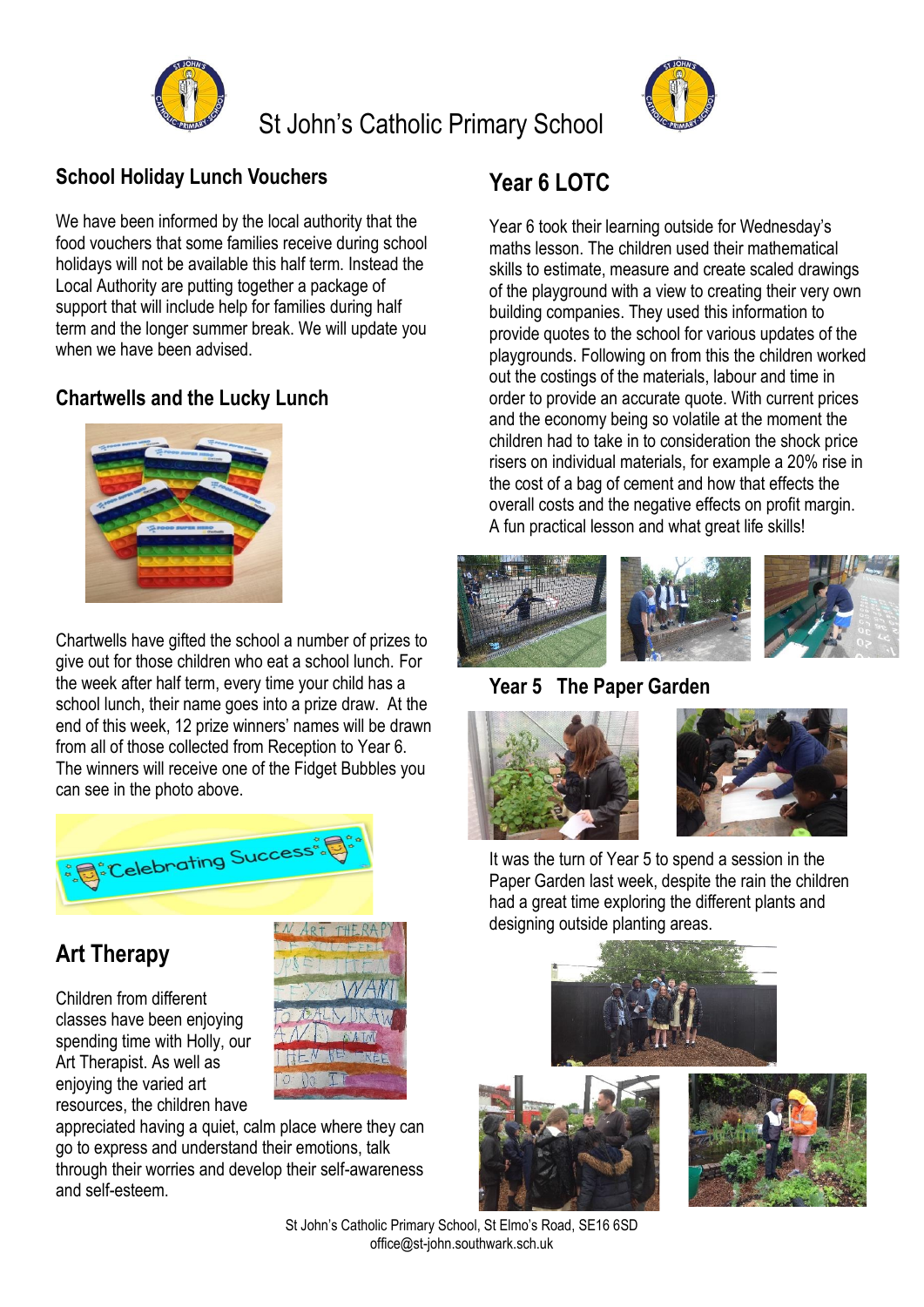# St John's Catholic Primary School

## School Holiday Lunch Vouchers

We have been informed by the local authority that the food vouchers that some families receive during school holidays will not be available this half term. Instead the Local Authority are putting together a package of support that will include help for families during half term and the longer summer break. We will update you when we have been advised.

## Chartwells and the Lucky Lunch

Chartwells have gifted the school a number of prizes to give out for those children who eat a school lunch. For the week after half term, every time your child has a school lunch, their name goes into a prize draw. At the end of this week, 12 prize winners' names will be drawn from all of those collected from Reception to Year 6. The winners will receive one of the Fidget Bubbles you can see in the photo above.

Celebrating Success

## Art Therapy

Children from different classes have been enjoying spending time with Holly, our Art Therapist. As well as enjoying the varied art resources, the children have appreciated having a quiet, calm place where they can go to express and understand their emotions, talk through their worries and develop their self-awareness and self-esteem.

## Year 6 LOTC

Year 6 took their learning outside for Wednesday's maths lesson. The children used their mathematical skills to estimate, measure and create scaled drawings of the playground with a view to creating their very own building companies. They used this information to provide quotes to the school for various updates of the playgrounds. Following on from this the children worked out the costings of the materials, labour and time in order to provide an accurate quote. With current prices and the economy being so volatile at the moment the children had to take in to consideration the shock price risers on individual materials, for example a 20% rise in the cost of a bag of cement and how that effects the overall costs and the negative effects on profit margin. A fun practical lesson and what great life skills!

## Year 5 The Paper Garden

It was the turn of Year 5 to spend a session in the Paper Garden last week, despite the rain the children had a great time exploring the different plants and designing outside planting areas.

St John's Catholic Primary School, St Elmo's Road, SE16 6SD
office@st-john.southwark.sch.uk